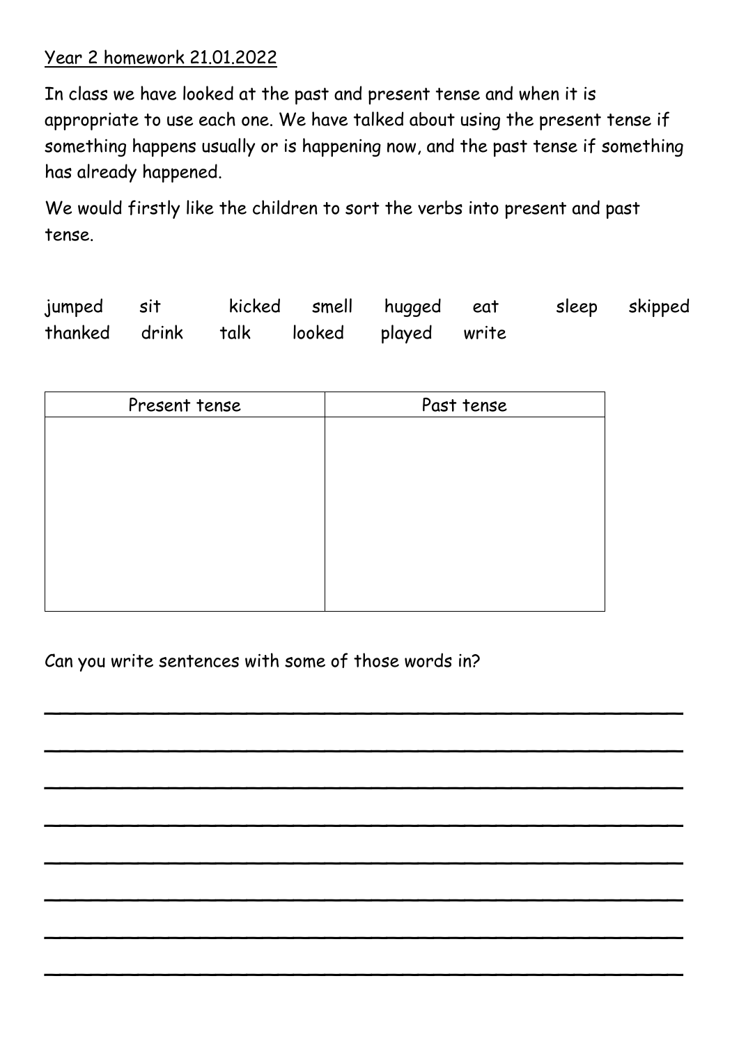Year 2 homework 21.01.2022

In class we have looked at the past and present tense and when it is appropriate to use each one. We have talked about using the present tense if something happens usually or is happening now, and the past tense if something has already happened.

We would firstly like the children to sort the verbs into present and past tense.

jumped sit kicked smell hugged eat sleep skipped thanked drink talk looked played write

| Present tense | Past tense |
| --- | --- |
| | |

Can you write sentences with some of those words in?

______________________________________________

______________________________________________

______________________________________________

______________________________________________

______________________________________________

______________________________________________

______________________________________________

______________________________________________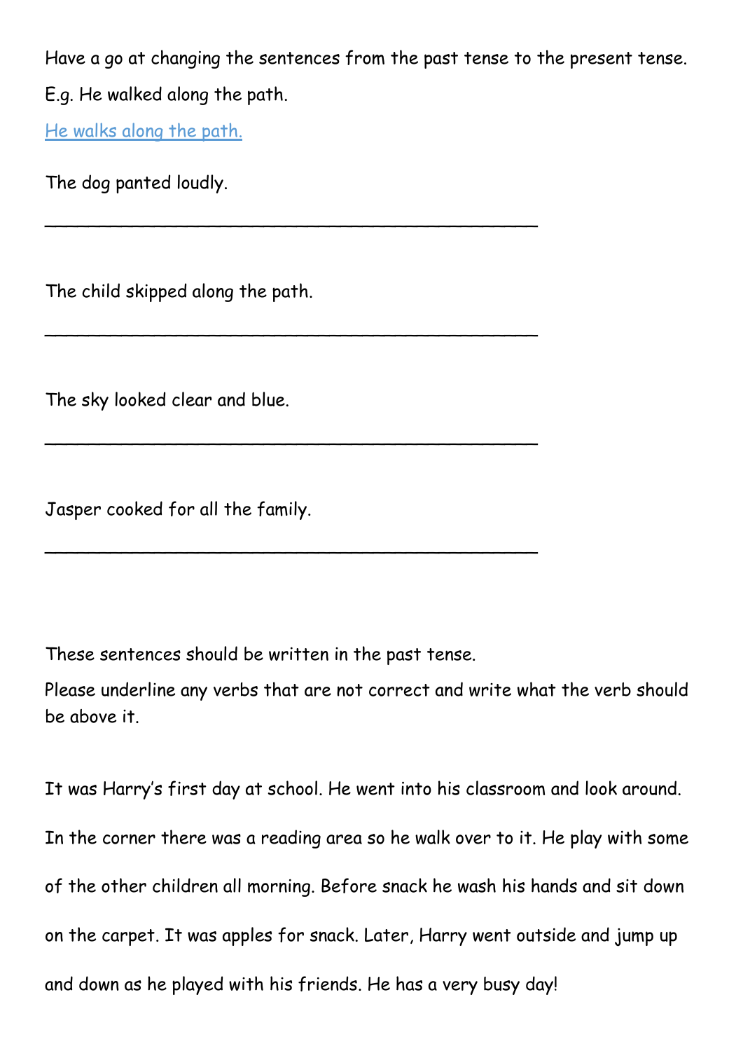Have a go at changing the sentences from the past tense to the present tense.

E.g. He walked along the path.

He walks along the path.

The dog panted loudly.

_______________________________________________

The child skipped along the path.

_______________________________________________

The sky looked clear and blue.

_______________________________________________

Jasper cooked for all the family.

_______________________________________________

These sentences should be written in the past tense.

Please underline any verbs that are not correct and write what the verb should be above it.

It was Harry's first day at school. He went into his classroom and look around. In the corner there was a reading area so he walk over to it. He play with some of the other children all morning. Before snack he wash his hands and sit down on the carpet. It was apples for snack. Later, Harry went outside and jump up and down as he played with his friends. He has a very busy day!